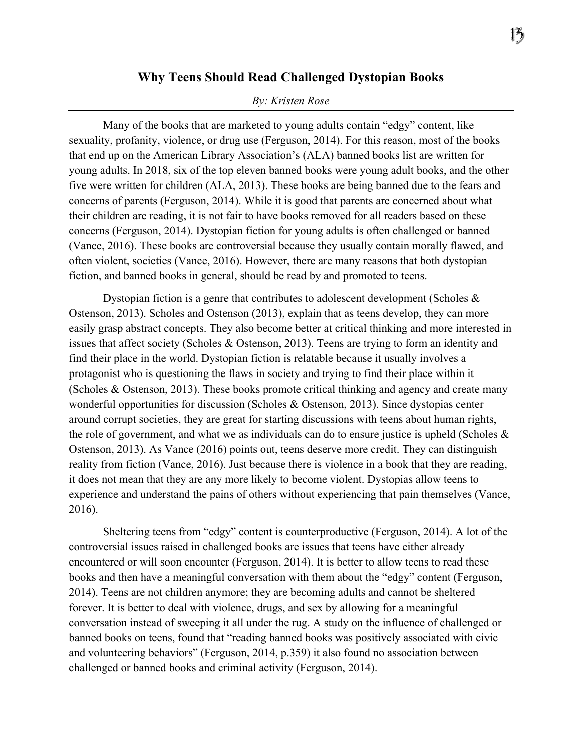# Why Teens Should Read Challenged Dystopian Books

*By: Kristen Rose*

Many of the books that are marketed to young adults contain "edgy" content, like sexuality, profanity, violence, or drug use (Ferguson, 2014). For this reason, most of the books that end up on the American Library Association's (ALA) banned books list are written for young adults. In 2018, six of the top eleven banned books were young adult books, and the other five were written for children (ALA, 2013). These books are being banned due to the fears and concerns of parents (Ferguson, 2014). While it is good that parents are concerned about what their children are reading, it is not fair to have books removed for all readers based on these concerns (Ferguson, 2014). Dystopian fiction for young adults is often challenged or banned (Vance, 2016). These books are controversial because they usually contain morally flawed, and often violent, societies (Vance, 2016). However, there are many reasons that both dystopian fiction, and banned books in general, should be read by and promoted to teens.

Dystopian fiction is a genre that contributes to adolescent development (Scholes & Ostenson, 2013). Scholes and Ostenson (2013), explain that as teens develop, they can more easily grasp abstract concepts. They also become better at critical thinking and more interested in issues that affect society (Scholes & Ostenson, 2013). Teens are trying to form an identity and find their place in the world. Dystopian fiction is relatable because it usually involves a protagonist who is questioning the flaws in society and trying to find their place within it (Scholes & Ostenson, 2013). These books promote critical thinking and agency and create many wonderful opportunities for discussion (Scholes & Ostenson, 2013). Since dystopias center around corrupt societies, they are great for starting discussions with teens about human rights, the role of government, and what we as individuals can do to ensure justice is upheld (Scholes & Ostenson, 2013). As Vance (2016) points out, teens deserve more credit. They can distinguish reality from fiction (Vance, 2016). Just because there is violence in a book that they are reading, it does not mean that they are any more likely to become violent. Dystopias allow teens to experience and understand the pains of others without experiencing that pain themselves (Vance, 2016).

Sheltering teens from "edgy" content is counterproductive (Ferguson, 2014). A lot of the controversial issues raised in challenged books are issues that teens have either already encountered or will soon encounter (Ferguson, 2014). It is better to allow teens to read these books and then have a meaningful conversation with them about the "edgy" content (Ferguson, 2014). Teens are not children anymore; they are becoming adults and cannot be sheltered forever. It is better to deal with violence, drugs, and sex by allowing for a meaningful conversation instead of sweeping it all under the rug. A study on the influence of challenged or banned books on teens, found that "reading banned books was positively associated with civic and volunteering behaviors" (Ferguson, 2014, p.359) it also found no association between challenged or banned books and criminal activity (Ferguson, 2014).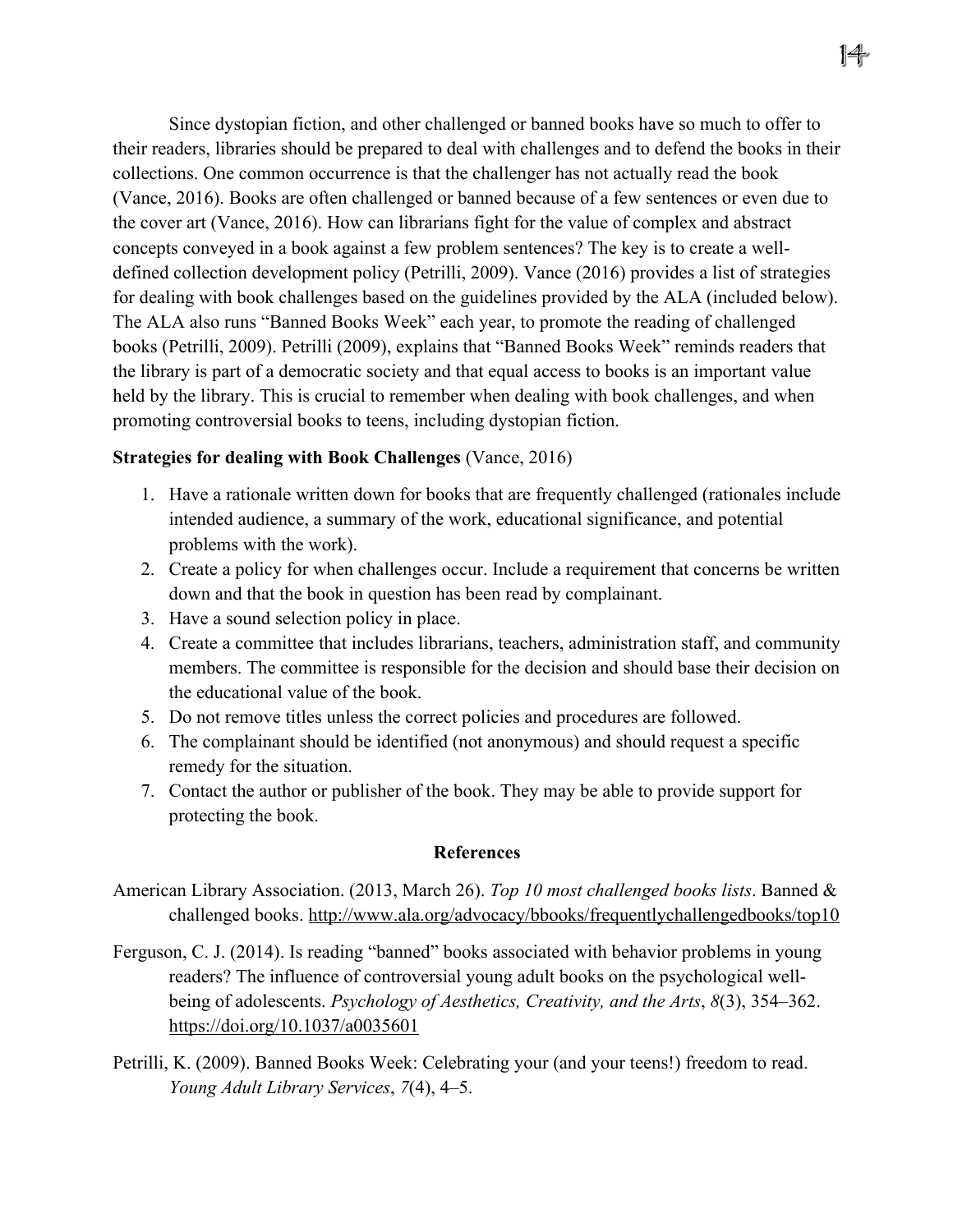Since dystopian fiction, and other challenged or banned books have so much to offer to their readers, libraries should be prepared to deal with challenges and to defend the books in their collections. One common occurrence is that the challenger has not actually read the book (Vance, 2016). Books are often challenged or banned because of a few sentences or even due to the cover art (Vance, 2016). How can librarians fight for the value of complex and abstract concepts conveyed in a book against a few problem sentences? The key is to create a well-defined collection development policy (Petrilli, 2009). Vance (2016) provides a list of strategies for dealing with book challenges based on the guidelines provided by the ALA (included below). The ALA also runs "Banned Books Week" each year, to promote the reading of challenged books (Petrilli, 2009). Petrilli (2009), explains that "Banned Books Week" reminds readers that the library is part of a democratic society and that equal access to books is an important value held by the library. This is crucial to remember when dealing with book challenges, and when promoting controversial books to teens, including dystopian fiction.

**Strategies for dealing with Book Challenges** (Vance, 2016)

1. Have a rationale written down for books that are frequently challenged (rationales include intended audience, a summary of the work, educational significance, and potential problems with the work).
2. Create a policy for when challenges occur. Include a requirement that concerns be written down and that the book in question has been read by complainant.
3. Have a sound selection policy in place.
4. Create a committee that includes librarians, teachers, administration staff, and community members. The committee is responsible for the decision and should base their decision on the educational value of the book.
5. Do not remove titles unless the correct policies and procedures are followed.
6. The complainant should be identified (not anonymous) and should request a specific remedy for the situation.
7. Contact the author or publisher of the book. They may be able to provide support for protecting the book.

## References

American Library Association. (2013, March 26). *Top 10 most challenged books lists*. Banned & challenged books. http://www.ala.org/advocacy/bbooks/frequentlychallengedbooks/top10

Ferguson, C. J. (2014). Is reading "banned" books associated with behavior problems in young readers? The influence of controversial young adult books on the psychological well-being of adolescents. *Psychology of Aesthetics, Creativity, and the Arts*, *8*(3), 354–362. https://doi.org/10.1037/a0035601

Petrilli, K. (2009). Banned Books Week: Celebrating your (and your teens!) freedom to read. *Young Adult Library Services*, *7*(4), 4–5.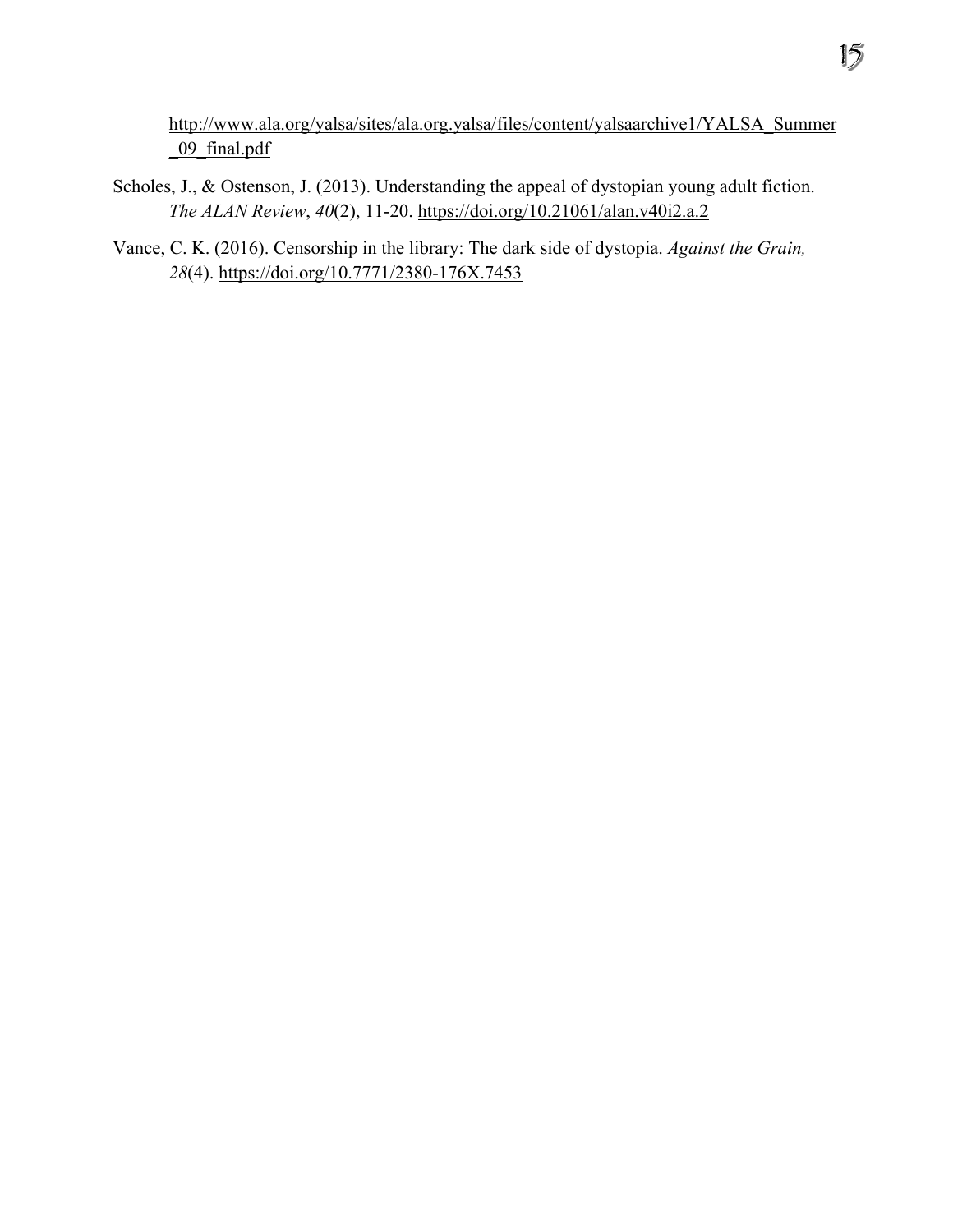http://www.ala.org/yalsa/sites/ala.org.yalsa/files/content/yalsaarchive1/YALSA_Summer_09_final.pdf

Scholes, J., & Ostenson, J. (2013). Understanding the appeal of dystopian young adult fiction. *The ALAN Review*, *40*(2), 11-20. https://doi.org/10.21061/alan.v40i2.a.2

Vance, C. K. (2016). Censorship in the library: The dark side of dystopia. *Against the Grain, 28*(4). https://doi.org/10.7771/2380-176X.7453